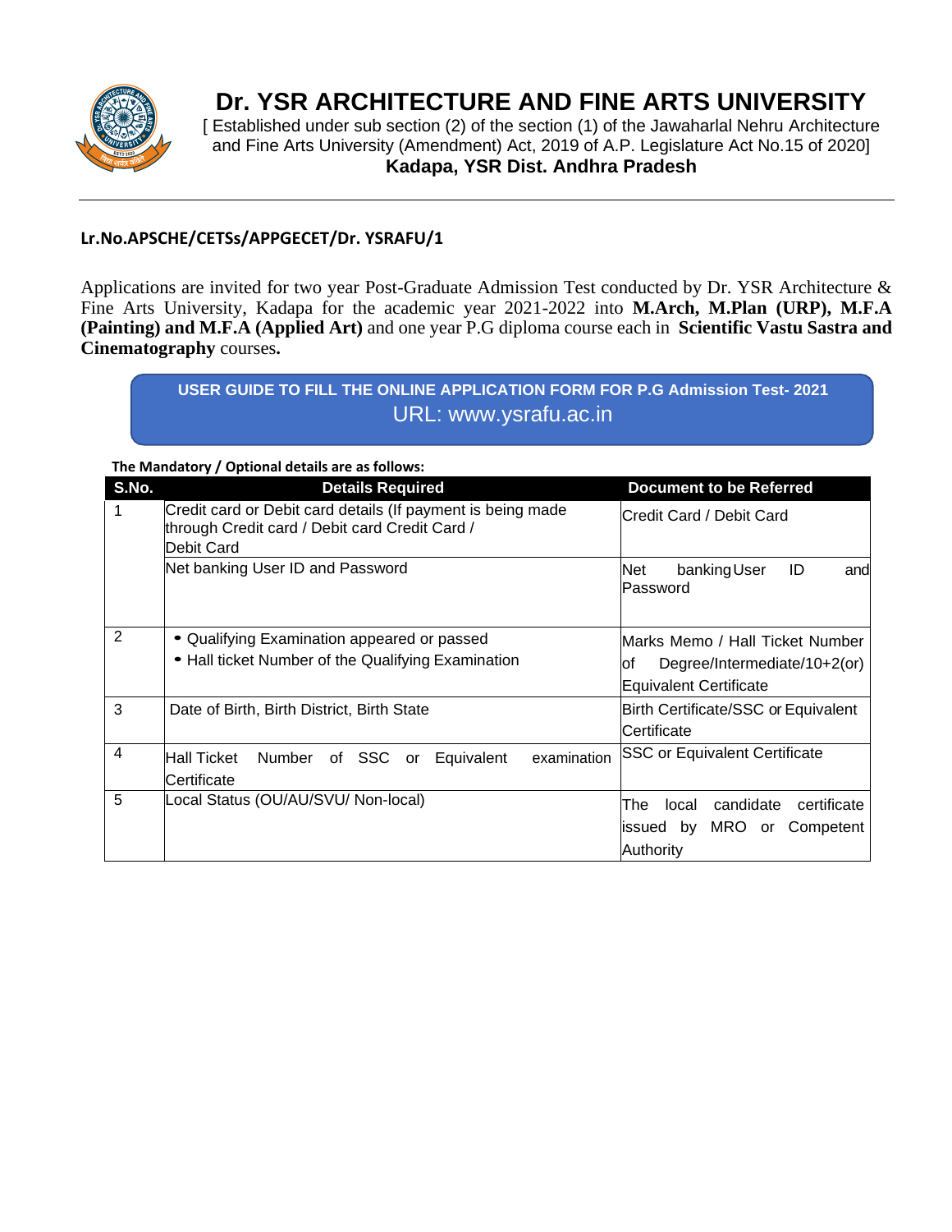# Dr. YSR ARCHITECTURE AND FINE ARTS UNIVERSITY

[ Established under sub section (2) of the section (1) of the Jawaharlal Nehru Architecture and Fine Arts University (Amendment) Act, 2019 of A.P. Legislature Act No.15 of 2020]

**Kadapa, YSR Dist. Andhra Pradesh**

---

**Lr.No.APSCHE/CETSs/APPGECET/Dr. YSRAFU/1**

Applications are invited for two year Post-Graduate Admission Test conducted by Dr. YSR Architecture & Fine Arts University, Kadapa for the academic year 2021-2022 into **M.Arch, M.Plan (URP), M.F.A (Painting) and M.F.A (Applied Art)** and one year P.G diploma course each in **Scientific Vastu Sastra and Cinematography** courses**.**

**USER GUIDE TO FILL THE ONLINE APPLICATION FORM FOR P.G Admission Test- 2021**

URL: www.ysrafu.ac.in

**The Mandatory / Optional details are as follows:**

| S.No. | Details Required | Document to be Referred |
|---|---|---|
| 1 | Credit card or Debit card details (If payment is being made through Credit card / Debit card Credit Card / Debit Card | Credit Card / Debit Card |
| | Net banking User ID and Password | Net banking User ID and Password |
| 2 | • Qualifying Examination appeared or passed<br>• Hall ticket Number of the Qualifying Examination | Marks Memo / Hall Ticket Number of Degree/Intermediate/10+2(or) Equivalent Certificate |
| 3 | Date of Birth, Birth District, Birth State | Birth Certificate/SSC or Equivalent Certificate |
| 4 | Hall Ticket Number of SSC or Equivalent examination Certificate | SSC or Equivalent Certificate |
| 5 | Local Status (OU/AU/SVU/ Non-local) | The local candidate certificate issued by MRO or Competent Authority |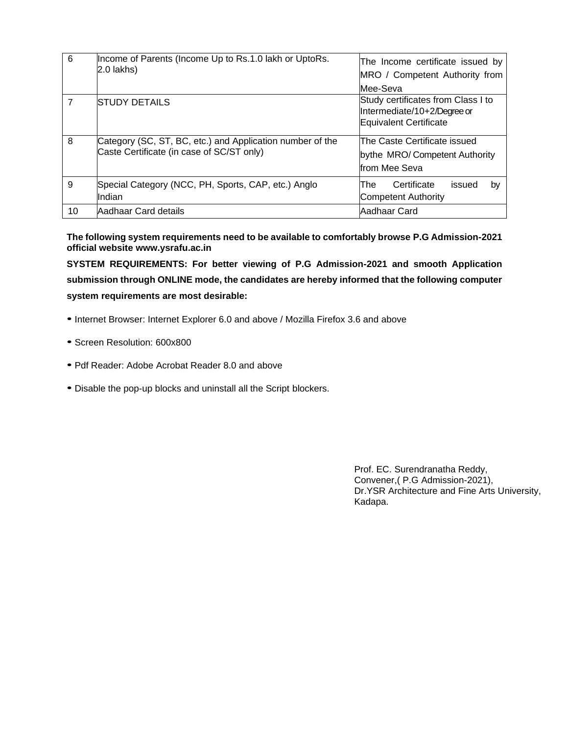| | | |
|---|---|---|
| 6 | Income of Parents (Income Up to Rs.1.0 lakh or UptoRs. 2.0 lakhs) | The Income certificate issued by MRO / Competent Authority from Mee-Seva |
| 7 | STUDY DETAILS | Study certificates from Class I to Intermediate/10+2/Degree or Equivalent Certificate |
| 8 | Category (SC, ST, BC, etc.) and Application number of the Caste Certificate (in case of SC/ST only) | The Caste Certificate issued bythe MRO/ Competent Authority from Mee Seva |
| 9 | Special Category (NCC, PH, Sports, CAP, etc.) Anglo Indian | The Certificate issued by Competent Authority |
| 10 | Aadhaar Card details | Aadhaar Card |

**The following system requirements need to be available to comfortably browse P.G Admission-2021 official website www.ysrafu.ac.in**

**SYSTEM REQUIREMENTS: For better viewing of P.G Admission-2021 and smooth Application submission through ONLINE mode, the candidates are hereby informed that the following computer system requirements are most desirable:**

- Internet Browser: Internet Explorer 6.0 and above / Mozilla Firefox 3.6 and above
- Screen Resolution: 600x800
- Pdf Reader: Adobe Acrobat Reader 8.0 and above
- Disable the pop-up blocks and uninstall all the Script blockers.

Prof. EC. Surendranatha Reddy,
Convener,( P.G Admission-2021),
Dr.YSR Architecture and Fine Arts University,
Kadapa.